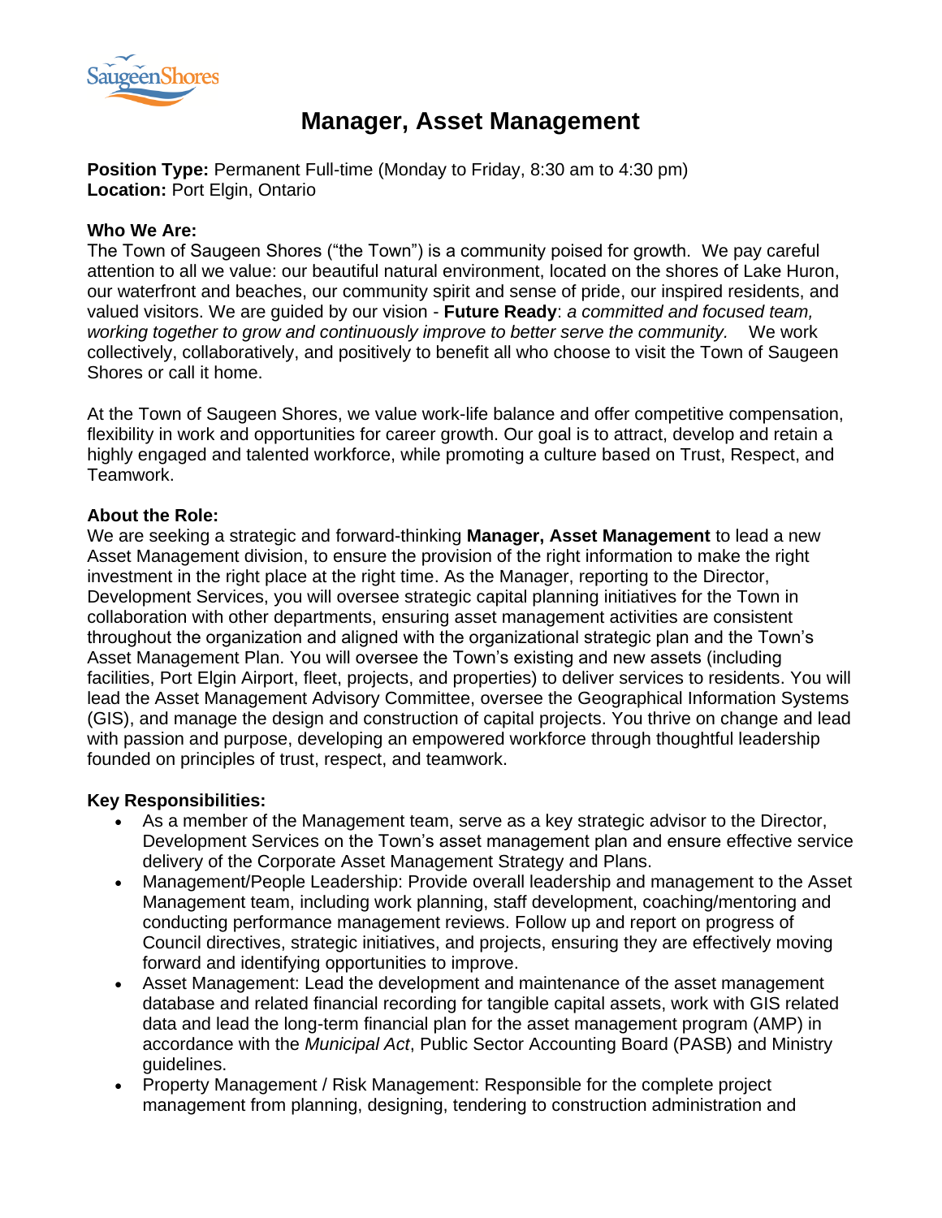# Manager, Asset Management

**Position Type:** Permanent Full-time (Monday to Friday, 8:30 am to 4:30 pm)
**Location:** Port Elgin, Ontario

**Who We Are:**
The Town of Saugeen Shores ("the Town") is a community poised for growth. We pay careful attention to all we value: our beautiful natural environment, located on the shores of Lake Huron, our waterfront and beaches, our community spirit and sense of pride, our inspired residents, and valued visitors. We are guided by our vision - **Future Ready**: *a committed and focused team, working together to grow and continuously improve to better serve the community.* We work collectively, collaboratively, and positively to benefit all who choose to visit the Town of Saugeen Shores or call it home.

At the Town of Saugeen Shores, we value work-life balance and offer competitive compensation, flexibility in work and opportunities for career growth. Our goal is to attract, develop and retain a highly engaged and talented workforce, while promoting a culture based on Trust, Respect, and Teamwork.

**About the Role:**
We are seeking a strategic and forward-thinking **Manager, Asset Management** to lead a new Asset Management division, to ensure the provision of the right information to make the right investment in the right place at the right time. As the Manager, reporting to the Director, Development Services, you will oversee strategic capital planning initiatives for the Town in collaboration with other departments, ensuring asset management activities are consistent throughout the organization and aligned with the organizational strategic plan and the Town's Asset Management Plan. You will oversee the Town's existing and new assets (including facilities, Port Elgin Airport, fleet, projects, and properties) to deliver services to residents. You will lead the Asset Management Advisory Committee, oversee the Geographical Information Systems (GIS), and manage the design and construction of capital projects. You thrive on change and lead with passion and purpose, developing an empowered workforce through thoughtful leadership founded on principles of trust, respect, and teamwork.

**Key Responsibilities:**

- As a member of the Management team, serve as a key strategic advisor to the Director, Development Services on the Town's asset management plan and ensure effective service delivery of the Corporate Asset Management Strategy and Plans.
- Management/People Leadership: Provide overall leadership and management to the Asset Management team, including work planning, staff development, coaching/mentoring and conducting performance management reviews. Follow up and report on progress of Council directives, strategic initiatives, and projects, ensuring they are effectively moving forward and identifying opportunities to improve.
- Asset Management: Lead the development and maintenance of the asset management database and related financial recording for tangible capital assets, work with GIS related data and lead the long-term financial plan for the asset management program (AMP) in accordance with the *Municipal Act*, Public Sector Accounting Board (PASB) and Ministry guidelines.
- Property Management / Risk Management: Responsible for the complete project management from planning, designing, tendering to construction administration and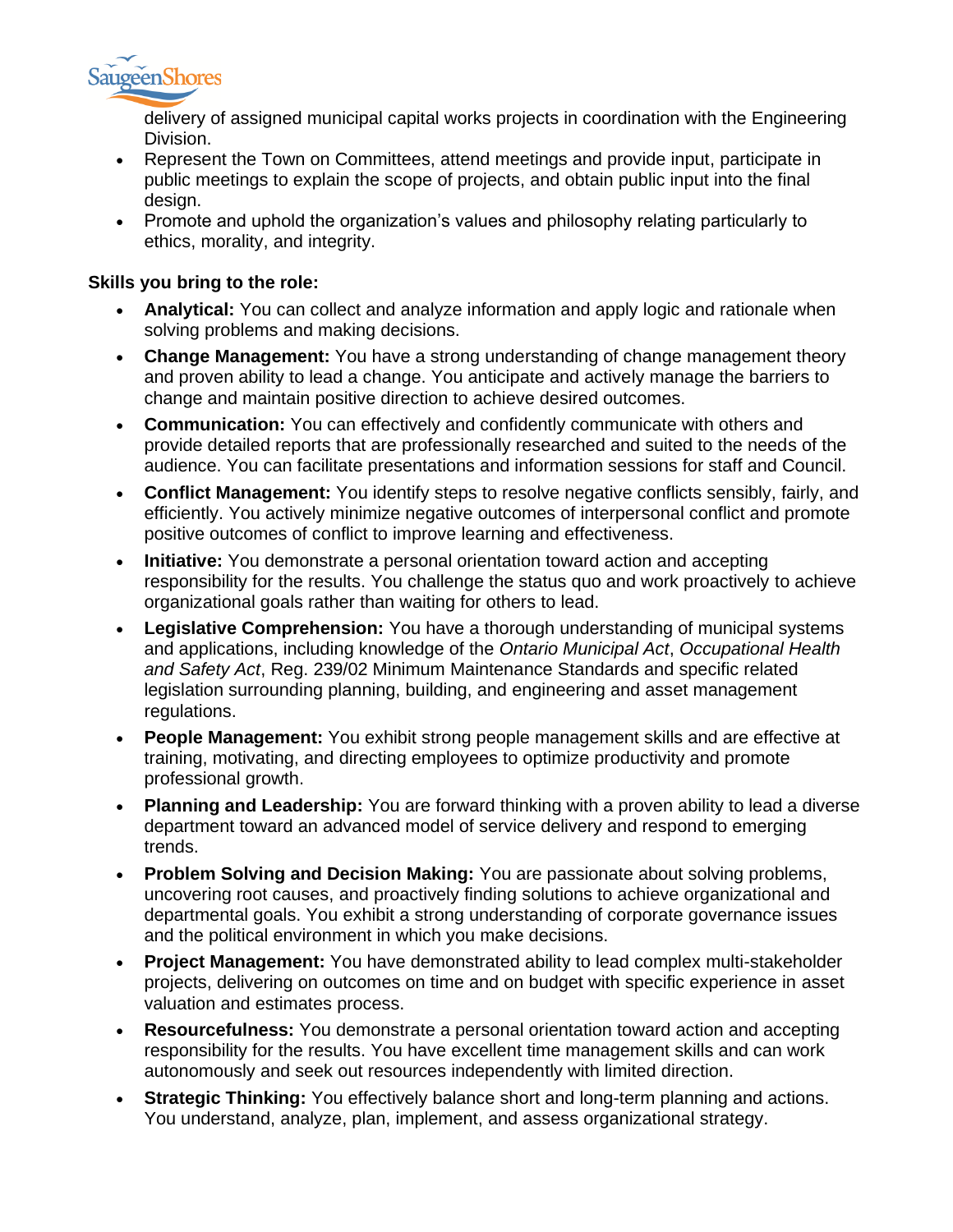delivery of assigned municipal capital works projects in coordination with the Engineering Division.

- Represent the Town on Committees, attend meetings and provide input, participate in public meetings to explain the scope of projects, and obtain public input into the final design.
- Promote and uphold the organization's values and philosophy relating particularly to ethics, morality, and integrity.

**Skills you bring to the role:**

- **Analytical:** You can collect and analyze information and apply logic and rationale when solving problems and making decisions.
- **Change Management:** You have a strong understanding of change management theory and proven ability to lead a change. You anticipate and actively manage the barriers to change and maintain positive direction to achieve desired outcomes.
- **Communication:** You can effectively and confidently communicate with others and provide detailed reports that are professionally researched and suited to the needs of the audience. You can facilitate presentations and information sessions for staff and Council.
- **Conflict Management:** You identify steps to resolve negative conflicts sensibly, fairly, and efficiently. You actively minimize negative outcomes of interpersonal conflict and promote positive outcomes of conflict to improve learning and effectiveness.
- **Initiative:** You demonstrate a personal orientation toward action and accepting responsibility for the results. You challenge the status quo and work proactively to achieve organizational goals rather than waiting for others to lead.
- **Legislative Comprehension:** You have a thorough understanding of municipal systems and applications, including knowledge of the *Ontario Municipal Act*, *Occupational Health and Safety Act*, Reg. 239/02 Minimum Maintenance Standards and specific related legislation surrounding planning, building, and engineering and asset management regulations.
- **People Management:** You exhibit strong people management skills and are effective at training, motivating, and directing employees to optimize productivity and promote professional growth.
- **Planning and Leadership:** You are forward thinking with a proven ability to lead a diverse department toward an advanced model of service delivery and respond to emerging trends.
- **Problem Solving and Decision Making:** You are passionate about solving problems, uncovering root causes, and proactively finding solutions to achieve organizational and departmental goals. You exhibit a strong understanding of corporate governance issues and the political environment in which you make decisions.
- **Project Management:** You have demonstrated ability to lead complex multi-stakeholder projects, delivering on outcomes on time and on budget with specific experience in asset valuation and estimates process.
- **Resourcefulness:** You demonstrate a personal orientation toward action and accepting responsibility for the results. You have excellent time management skills and can work autonomously and seek out resources independently with limited direction.
- **Strategic Thinking:** You effectively balance short and long-term planning and actions. You understand, analyze, plan, implement, and assess organizational strategy.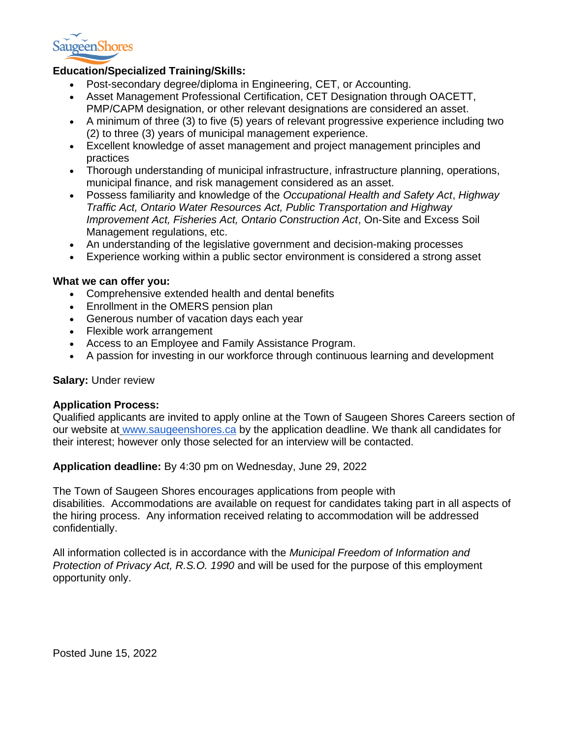**Education/Specialized Training/Skills:**

- Post-secondary degree/diploma in Engineering, CET, or Accounting.
- Asset Management Professional Certification, CET Designation through OACETT, PMP/CAPM designation, or other relevant designations are considered an asset.
- A minimum of three (3) to five (5) years of relevant progressive experience including two (2) to three (3) years of municipal management experience.
- Excellent knowledge of asset management and project management principles and practices
- Thorough understanding of municipal infrastructure, infrastructure planning, operations, municipal finance, and risk management considered as an asset.
- Possess familiarity and knowledge of the *Occupational Health and Safety Act*, *Highway Traffic Act, Ontario Water Resources Act, Public Transportation and Highway Improvement Act, Fisheries Act, Ontario Construction Act*, On-Site and Excess Soil Management regulations, etc.
- An understanding of the legislative government and decision-making processes
- Experience working within a public sector environment is considered a strong asset

**What we can offer you:**

- Comprehensive extended health and dental benefits
- Enrollment in the OMERS pension plan
- Generous number of vacation days each year
- Flexible work arrangement
- Access to an Employee and Family Assistance Program.
- A passion for investing in our workforce through continuous learning and development

**Salary:** Under review

**Application Process:**
Qualified applicants are invited to apply online at the Town of Saugeen Shores Careers section of our website at www.saugeenshores.ca by the application deadline. We thank all candidates for their interest; however only those selected for an interview will be contacted.

**Application deadline:** By 4:30 pm on Wednesday, June 29, 2022

The Town of Saugeen Shores encourages applications from people with disabilities. Accommodations are available on request for candidates taking part in all aspects of the hiring process. Any information received relating to accommodation will be addressed confidentially.

All information collected is in accordance with the *Municipal Freedom of Information and Protection of Privacy Act, R.S.O. 1990* and will be used for the purpose of this employment opportunity only.

Posted June 15, 2022